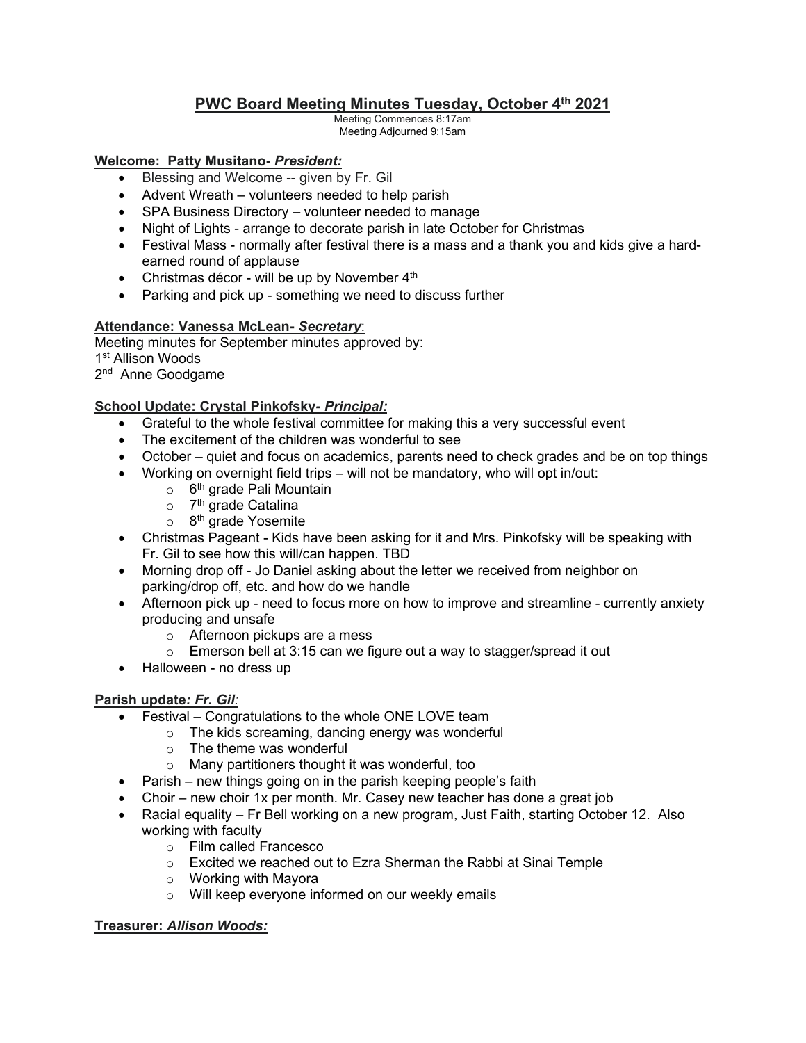# PWC Board Meeting Minutes Tuesday, October 4th 2021

Meeting Commences 8:17am
Meeting Adjourned 9:15am

**Welcome: Patty Musitano- *President:***

- Blessing and Welcome -- given by Fr. Gil
- Advent Wreath – volunteers needed to help parish
- SPA Business Directory – volunteer needed to manage
- Night of Lights - arrange to decorate parish in late October for Christmas
- Festival Mass - normally after festival there is a mass and a thank you and kids give a hard-earned round of applause
- Christmas décor - will be up by November 4th
- Parking and pick up - something we need to discuss further

**Attendance: Vanessa McLean- *Secretary*:**

Meeting minutes for September minutes approved by:
1st Allison Woods
2nd Anne Goodgame

**School Update: Crystal Pinkofsky- *Principal:***

- Grateful to the whole festival committee for making this a very successful event
- The excitement of the children was wonderful to see
- October – quiet and focus on academics, parents need to check grades and be on top things
- Working on overnight field trips – will not be mandatory, who will opt in/out:
  - 6th grade Pali Mountain
  - 7th grade Catalina
  - 8th grade Yosemite
- Christmas Pageant - Kids have been asking for it and Mrs. Pinkofsky will be speaking with Fr. Gil to see how this will/can happen. TBD
- Morning drop off - Jo Daniel asking about the letter we received from neighbor on parking/drop off, etc. and how do we handle
- Afternoon pick up - need to focus more on how to improve and streamline - currently anxiety producing and unsafe
  - Afternoon pickups are a mess
  - Emerson bell at 3:15 can we figure out a way to stagger/spread it out
- Halloween - no dress up

**Parish update*: Fr. Gil*:**

- Festival – Congratulations to the whole ONE LOVE team
  - The kids screaming, dancing energy was wonderful
  - The theme was wonderful
  - Many partitioners thought it was wonderful, too
- Parish – new things going on in the parish keeping people's faith
- Choir – new choir 1x per month. Mr. Casey new teacher has done a great job
- Racial equality – Fr Bell working on a new program, Just Faith, starting October 12. Also working with faculty
  - Film called Francesco
  - Excited we reached out to Ezra Sherman the Rabbi at Sinai Temple
  - Working with Mayora
  - Will keep everyone informed on our weekly emails

**Treasurer: *Allison Woods:***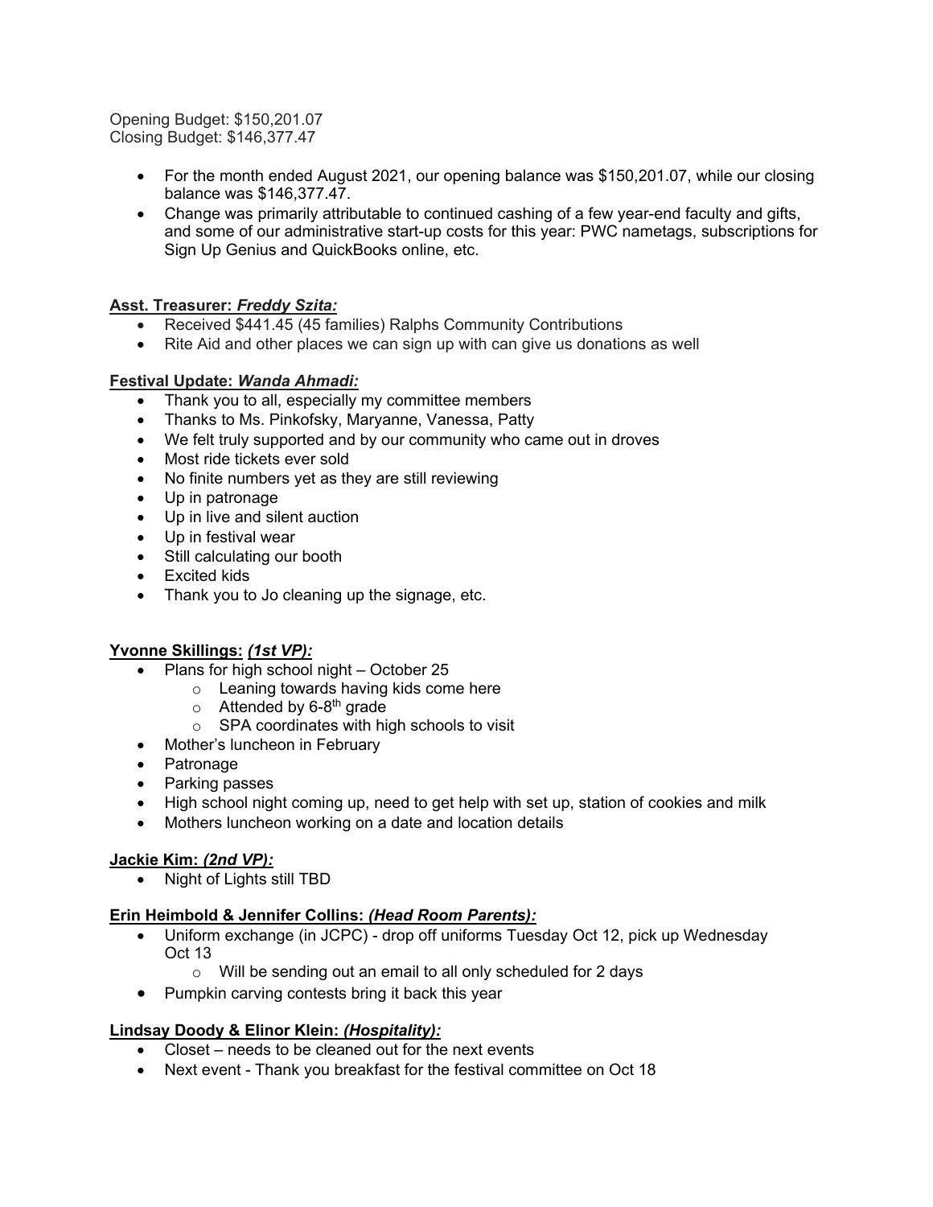Opening Budget: $150,201.07
Closing Budget: $146,377.47

- For the month ended August 2021, our opening balance was $150,201.07, while our closing balance was $146,377.47.
- Change was primarily attributable to continued cashing of a few year-end faculty and gifts, and some of our administrative start-up costs for this year: PWC nametags, subscriptions for Sign Up Genius and QuickBooks online, etc.

**Asst. Treasurer: *Freddy Szita:***

- Received $441.45 (45 families) Ralphs Community Contributions
- Rite Aid and other places we can sign up with can give us donations as well

**Festival Update: *Wanda Ahmadi:***

- Thank you to all, especially my committee members
- Thanks to Ms. Pinkofsky, Maryanne, Vanessa, Patty
- We felt truly supported and by our community who came out in droves
- Most ride tickets ever sold
- No finite numbers yet as they are still reviewing
- Up in patronage
- Up in live and silent auction
- Up in festival wear
- Still calculating our booth
- Excited kids
- Thank you to Jo cleaning up the signage, etc.

**Yvonne Skillings: *(1st VP):***

- Plans for high school night – October 25
  - Leaning towards having kids come here
  - Attended by 6-8th grade
  - SPA coordinates with high schools to visit
- Mother's luncheon in February
- Patronage
- Parking passes
- High school night coming up, need to get help with set up, station of cookies and milk
- Mothers luncheon working on a date and location details

**Jackie Kim: *(2nd VP):***

- Night of Lights still TBD

**Erin Heimbold & Jennifer Collins: *(Head Room Parents):***

- Uniform exchange (in JCPC) - drop off uniforms Tuesday Oct 12, pick up Wednesday Oct 13
  - Will be sending out an email to all only scheduled for 2 days
- Pumpkin carving contests bring it back this year

**Lindsay Doody & Elinor Klein: *(Hospitality):***

- Closet – needs to be cleaned out for the next events
- Next event - Thank you breakfast for the festival committee on Oct 18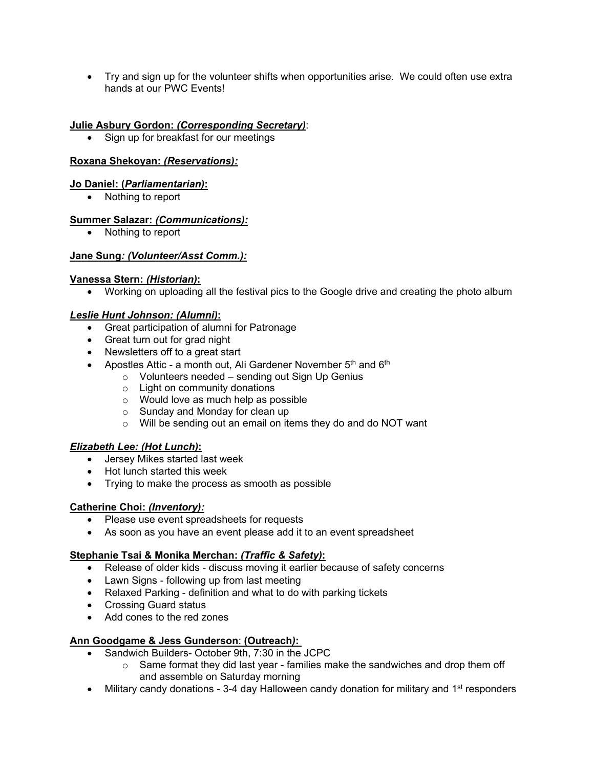- Try and sign up for the volunteer shifts when opportunities arise. We could often use extra hands at our PWC Events!

**Julie Asbury Gordon: *(Corresponding Secretary)*:**

- Sign up for breakfast for our meetings

**Roxana Shekoyan: *(Reservations):***

**Jo Daniel: (*Parliamentarian)*:**

- Nothing to report

**Summer Salazar: *(Communications):***

- Nothing to report

**Jane Sung*: (Volunteer/Asst Comm.):***

**Vanessa Stern: *(Historian)*:**

- Working on uploading all the festival pics to the Google drive and creating the photo album

***Leslie Hunt Johnson: (Alumni)*:**

- Great participation of alumni for Patronage
- Great turn out for grad night
- Newsletters off to a great start
- Apostles Attic - a month out, Ali Gardener November 5th and 6th
  - Volunteers needed – sending out Sign Up Genius
  - Light on community donations
  - Would love as much help as possible
  - Sunday and Monday for clean up
  - Will be sending out an email on items they do and do NOT want

***Elizabeth Lee: (Hot Lunch)*:**

- Jersey Mikes started last week
- Hot lunch started this week
- Trying to make the process as smooth as possible

**Catherine Choi: *(Inventory):***

- Please use event spreadsheets for requests
- As soon as you have an event please add it to an event spreadsheet

**Stephanie Tsai & Monika Merchan: *(Traffic & Safety)*:**

- Release of older kids - discuss moving it earlier because of safety concerns
- Lawn Signs - following up from last meeting
- Relaxed Parking - definition and what to do with parking tickets
- Crossing Guard status
- Add cones to the red zones

**Ann Goodgame & Jess Gunderson: (Outreach*):***

- Sandwich Builders- October 9th, 7:30 in the JCPC
  - Same format they did last year - families make the sandwiches and drop them off and assemble on Saturday morning
- Military candy donations - 3-4 day Halloween candy donation for military and 1st responders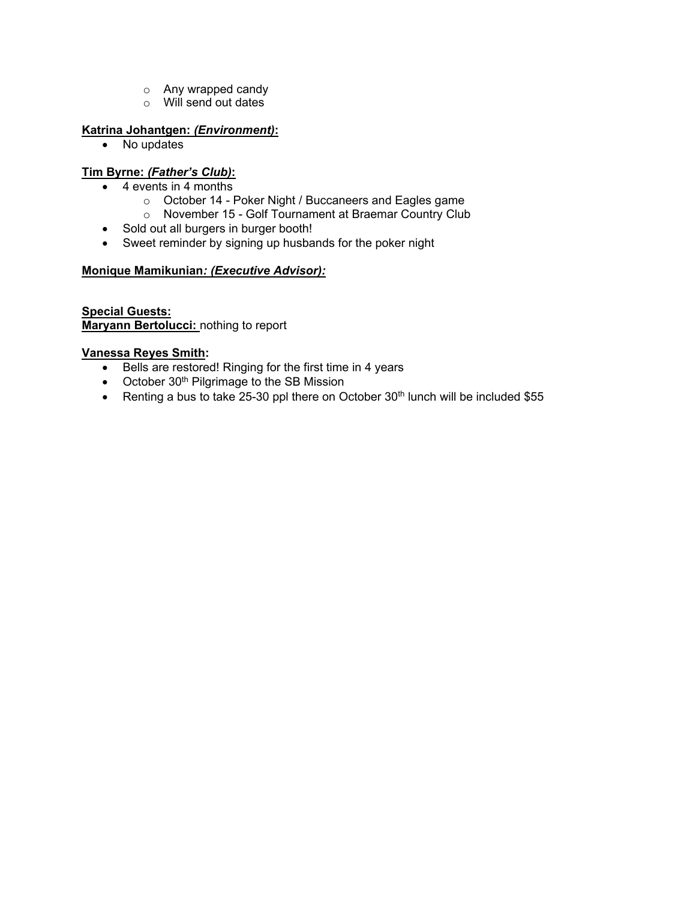- Any wrapped candy
  - Will send out dates

**Katrina Johantgen: *(Environment)*:**

- No updates

**Tim Byrne: *(Father's Club)*:**

- 4 events in 4 months
  - October 14 - Poker Night / Buccaneers and Eagles game
  - November 15 - Golf Tournament at Braemar Country Club
- Sold out all burgers in burger booth!
- Sweet reminder by signing up husbands for the poker night

**Monique Mamikunian*: (Executive Advisor):***

**Special Guests:**

**Maryann Bertolucci:** nothing to report

**Vanessa Reyes Smith:**

- Bells are restored! Ringing for the first time in 4 years
- October 30th Pilgrimage to the SB Mission
- Renting a bus to take 25-30 ppl there on October 30th lunch will be included $55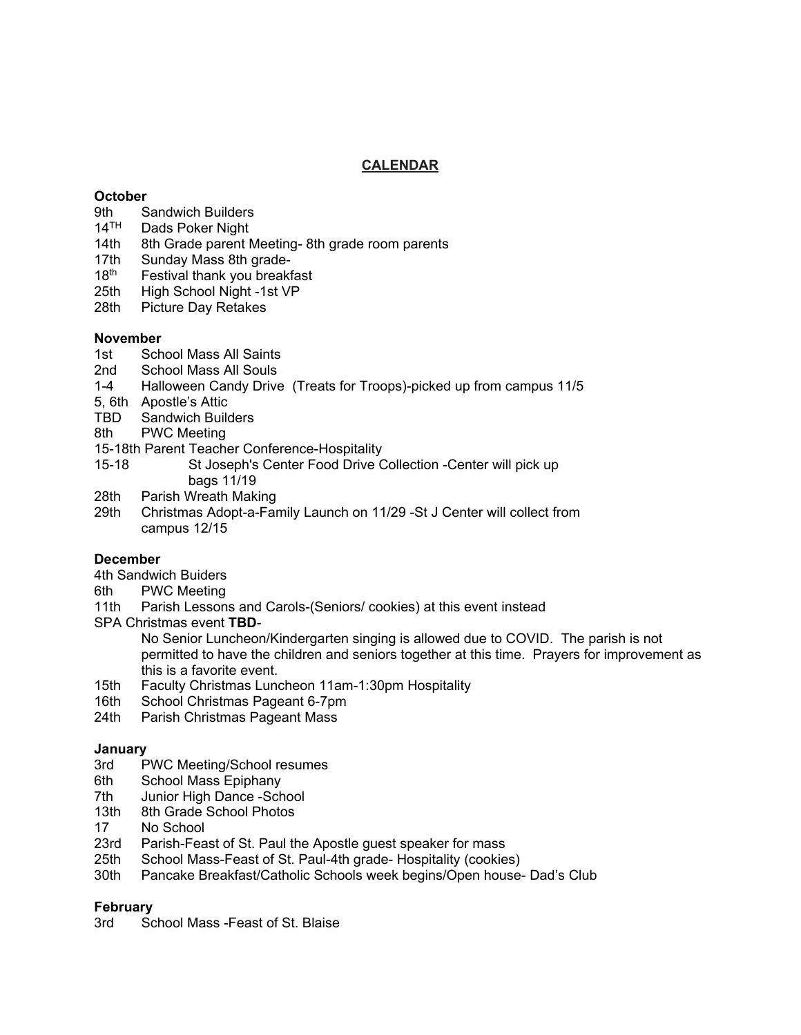## CALENDAR

**October**

9th Sandwich Builders
14TH Dads Poker Night
14th 8th Grade parent Meeting- 8th grade room parents
17th Sunday Mass 8th grade-
18th Festival thank you breakfast
25th High School Night -1st VP
28th Picture Day Retakes

**November**

1st School Mass All Saints
2nd School Mass All Souls
1-4 Halloween Candy Drive (Treats for Troops)-picked up from campus 11/5
5, 6th Apostle's Attic
TBD Sandwich Builders
8th PWC Meeting
15-18th Parent Teacher Conference-Hospitality
15-18 St Joseph's Center Food Drive Collection -Center will pick up bags 11/19
28th Parish Wreath Making
29th Christmas Adopt-a-Family Launch on 11/29 -St J Center will collect from campus 12/15

**December**

4th Sandwich Buiders
6th PWC Meeting
11th Parish Lessons and Carols-(Seniors/ cookies) at this event instead
SPA Christmas event **TBD**-
No Senior Luncheon/Kindergarten singing is allowed due to COVID. The parish is not permitted to have the children and seniors together at this time. Prayers for improvement as this is a favorite event.
15th Faculty Christmas Luncheon 11am-1:30pm Hospitality
16th School Christmas Pageant 6-7pm
24th Parish Christmas Pageant Mass

**January**

3rd PWC Meeting/School resumes
6th School Mass Epiphany
7th Junior High Dance -School
13th 8th Grade School Photos
17 No School
23rd Parish-Feast of St. Paul the Apostle guest speaker for mass
25th School Mass-Feast of St. Paul-4th grade- Hospitality (cookies)
30th Pancake Breakfast/Catholic Schools week begins/Open house- Dad's Club

**February**

3rd School Mass -Feast of St. Blaise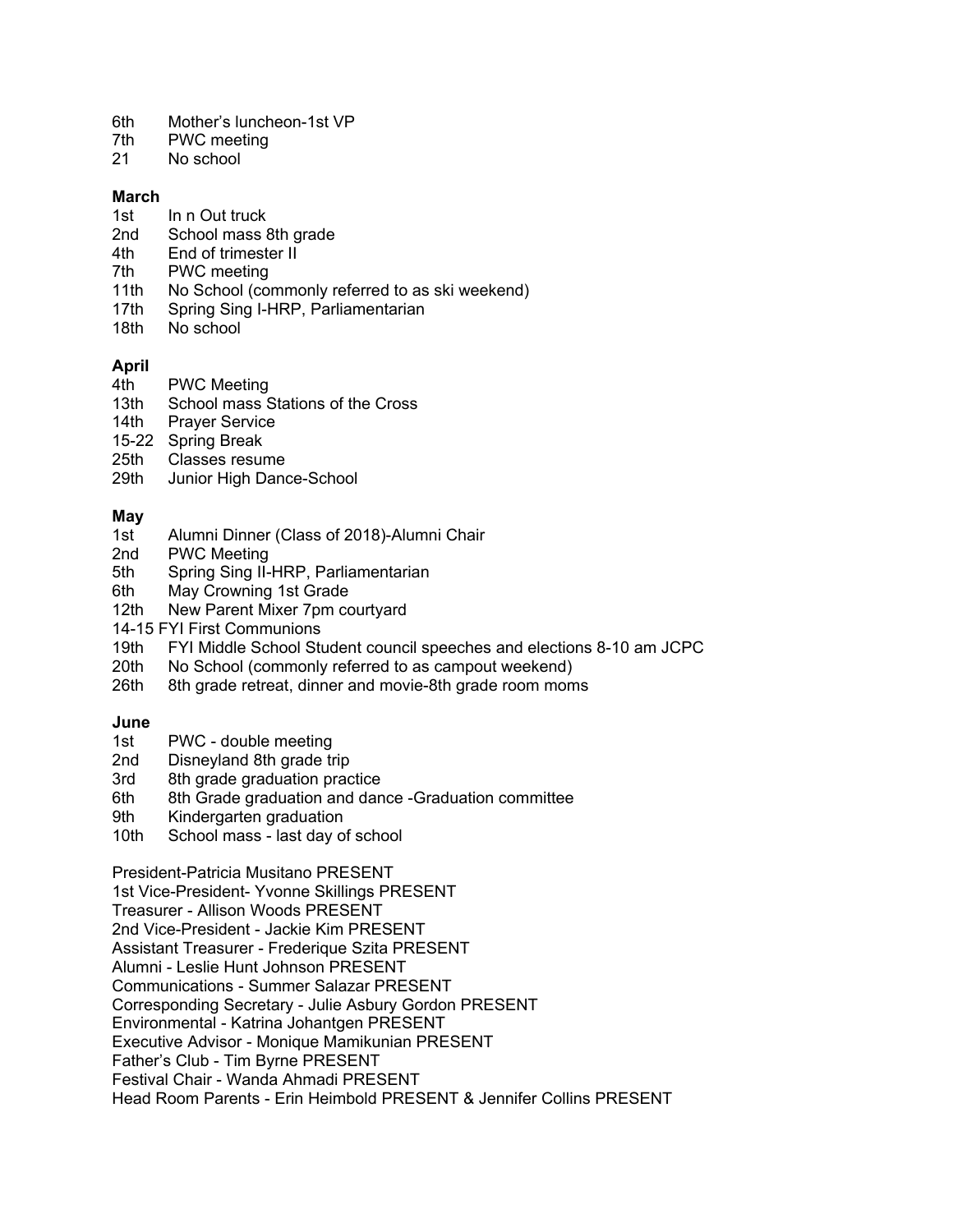6th Mother's luncheon-1st VP
7th PWC meeting
21 No school

**March**

1st In n Out truck
2nd School mass 8th grade
4th End of trimester II
7th PWC meeting
11th No School (commonly referred to as ski weekend)
17th Spring Sing I-HRP, Parliamentarian
18th No school

**April**

4th PWC Meeting
13th School mass Stations of the Cross
14th Prayer Service
15-22 Spring Break
25th Classes resume
29th Junior High Dance-School

**May**

1st Alumni Dinner (Class of 2018)-Alumni Chair
2nd PWC Meeting
5th Spring Sing II-HRP, Parliamentarian
6th May Crowning 1st Grade
12th New Parent Mixer 7pm courtyard
14-15 FYI First Communions
19th FYI Middle School Student council speeches and elections 8-10 am JCPC
20th No School (commonly referred to as campout weekend)
26th 8th grade retreat, dinner and movie-8th grade room moms

**June**

1st PWC - double meeting
2nd Disneyland 8th grade trip
3rd 8th grade graduation practice
6th 8th Grade graduation and dance -Graduation committee
9th Kindergarten graduation
10th School mass - last day of school

President-Patricia Musitano PRESENT
1st Vice-President- Yvonne Skillings PRESENT
Treasurer - Allison Woods PRESENT
2nd Vice-President - Jackie Kim PRESENT
Assistant Treasurer - Frederique Szita PRESENT
Alumni - Leslie Hunt Johnson PRESENT
Communications - Summer Salazar PRESENT
Corresponding Secretary - Julie Asbury Gordon PRESENT
Environmental - Katrina Johantgen PRESENT
Executive Advisor - Monique Mamikunian PRESENT
Father's Club - Tim Byrne PRESENT
Festival Chair - Wanda Ahmadi PRESENT
Head Room Parents - Erin Heimbold PRESENT & Jennifer Collins PRESENT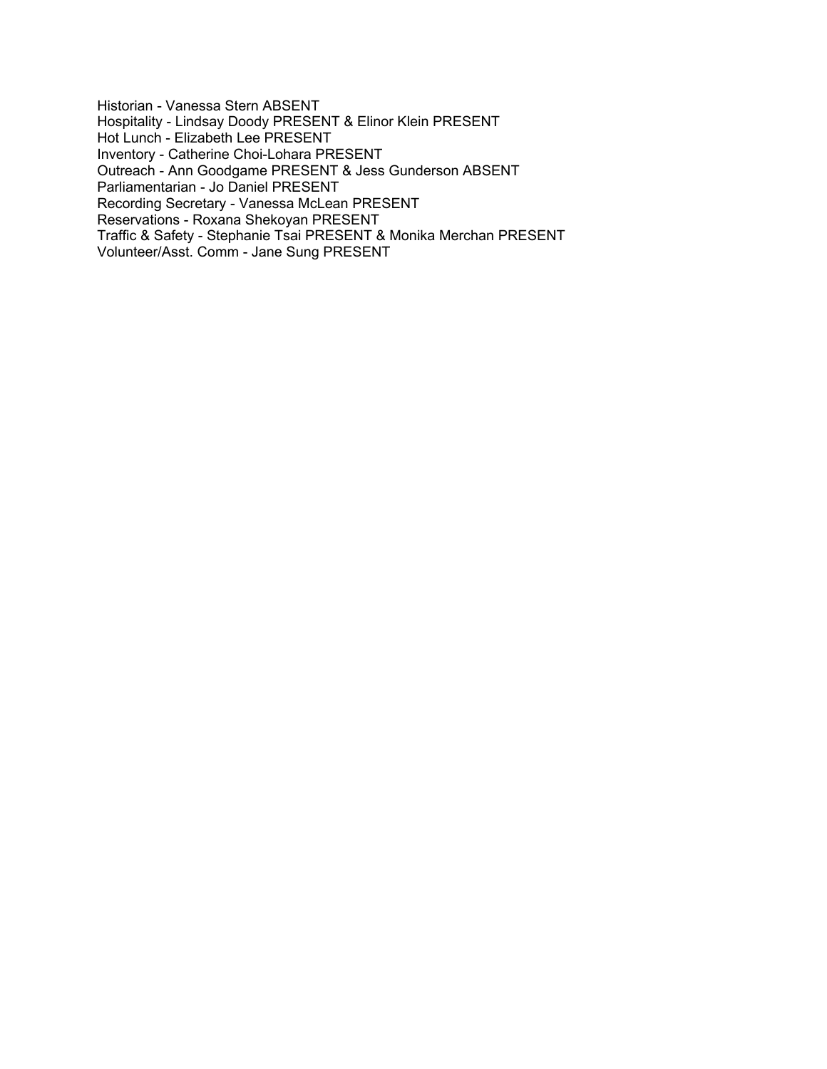Historian - Vanessa Stern ABSENT
Hospitality - Lindsay Doody PRESENT & Elinor Klein PRESENT
Hot Lunch - Elizabeth Lee PRESENT
Inventory - Catherine Choi-Lohara PRESENT
Outreach - Ann Goodgame PRESENT & Jess Gunderson ABSENT
Parliamentarian - Jo Daniel PRESENT
Recording Secretary - Vanessa McLean PRESENT
Reservations - Roxana Shekoyan PRESENT
Traffic & Safety - Stephanie Tsai PRESENT & Monika Merchan PRESENT
Volunteer/Asst. Comm - Jane Sung PRESENT